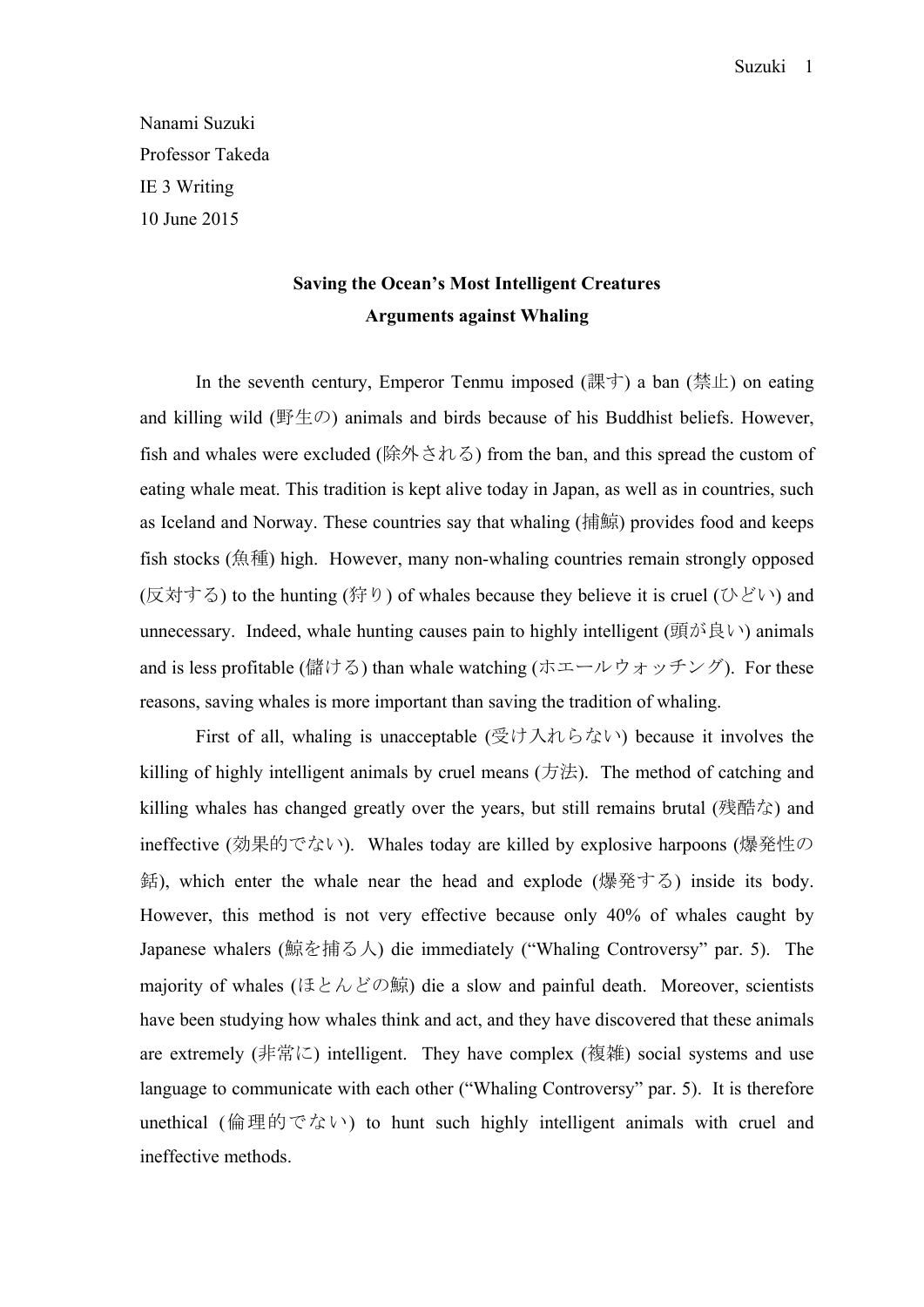Nanami Suzuki

Professor Takeda

IE 3 Writing

10 June 2015

**Saving the Ocean's Most Intelligent Creatures**
**Arguments against Whaling**

In the seventh century, Emperor Tenmu imposed (課す) a ban (禁止) on eating and killing wild (野生の) animals and birds because of his Buddhist beliefs. However, fish and whales were excluded (除外される) from the ban, and this spread the custom of eating whale meat. This tradition is kept alive today in Japan, as well as in countries, such as Iceland and Norway. These countries say that whaling (捕鯨) provides food and keeps fish stocks (魚種) high. However, many non-whaling countries remain strongly opposed (反対する) to the hunting (狩り) of whales because they believe it is cruel (ひどい) and unnecessary. Indeed, whale hunting causes pain to highly intelligent (頭が良い) animals and is less profitable (儲ける) than whale watching (ホエールウォッチング). For these reasons, saving whales is more important than saving the tradition of whaling.

First of all, whaling is unacceptable (受け入れらない) because it involves the killing of highly intelligent animals by cruel means (方法). The method of catching and killing whales has changed greatly over the years, but still remains brutal (残酷な) and ineffective (効果的でない). Whales today are killed by explosive harpoons (爆発性の銛), which enter the whale near the head and explode (爆発する) inside its body. However, this method is not very effective because only 40% of whales caught by Japanese whalers (鯨を捕る人) die immediately ("Whaling Controversy" par. 5). The majority of whales (ほとんどの鯨) die a slow and painful death. Moreover, scientists have been studying how whales think and act, and they have discovered that these animals are extremely (非常に) intelligent. They have complex (複雑) social systems and use language to communicate with each other ("Whaling Controversy" par. 5). It is therefore unethical (倫理的でない) to hunt such highly intelligent animals with cruel and ineffective methods.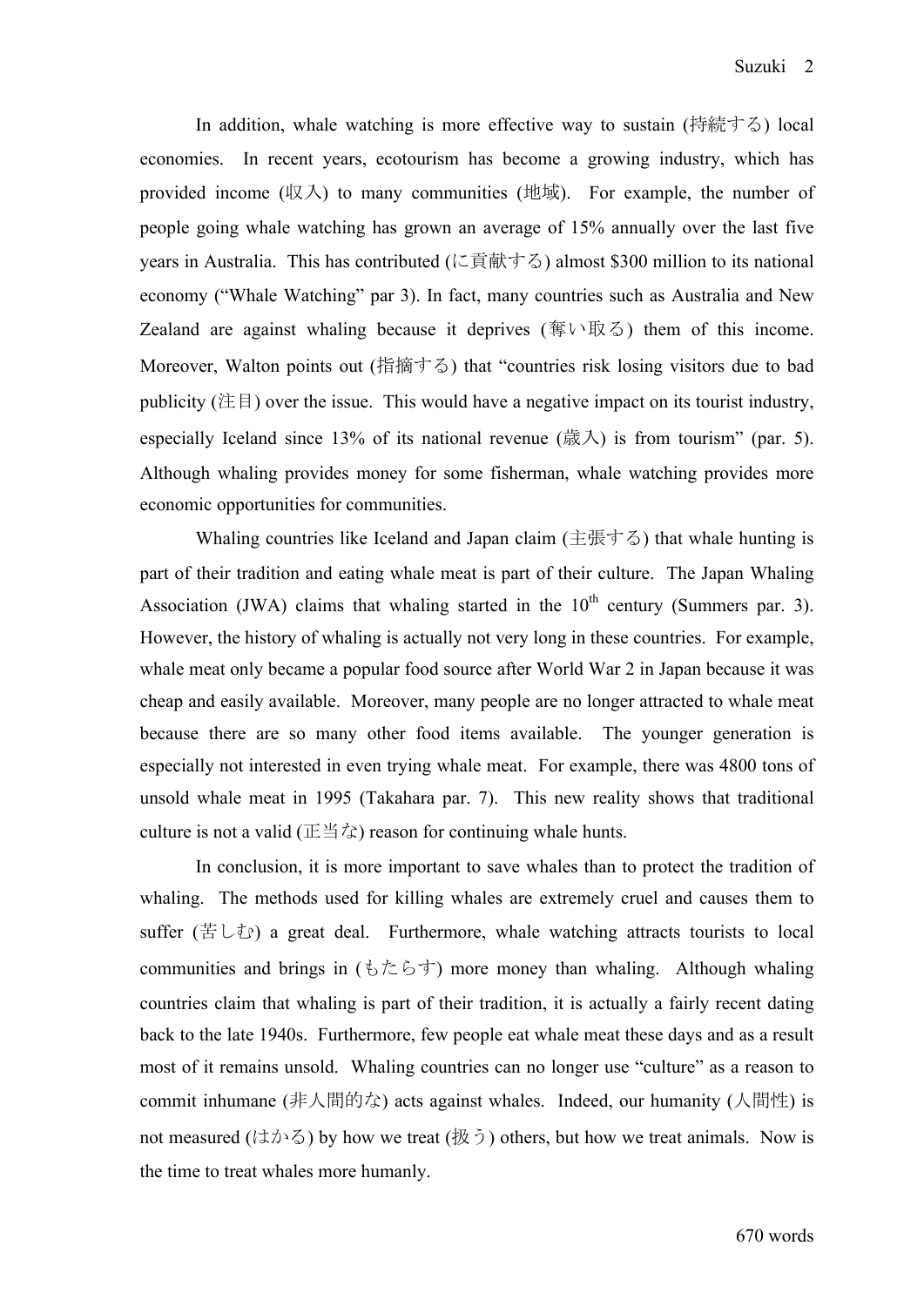In addition, whale watching is more effective way to sustain (持続する) local economies. In recent years, ecotourism has become a growing industry, which has provided income (収入) to many communities (地域). For example, the number of people going whale watching has grown an average of 15% annually over the last five years in Australia. This has contributed (に貢献する) almost $300 million to its national economy ("Whale Watching" par 3). In fact, many countries such as Australia and New Zealand are against whaling because it deprives (奪い取る) them of this income. Moreover, Walton points out (指摘する) that "countries risk losing visitors due to bad publicity (注目) over the issue. This would have a negative impact on its tourist industry, especially Iceland since 13% of its national revenue (歳入) is from tourism" (par. 5). Although whaling provides money for some fisherman, whale watching provides more economic opportunities for communities.

Whaling countries like Iceland and Japan claim (主張する) that whale hunting is part of their tradition and eating whale meat is part of their culture. The Japan Whaling Association (JWA) claims that whaling started in the 10th century (Summers par. 3). However, the history of whaling is actually not very long in these countries. For example, whale meat only became a popular food source after World War 2 in Japan because it was cheap and easily available. Moreover, many people are no longer attracted to whale meat because there are so many other food items available. The younger generation is especially not interested in even trying whale meat. For example, there was 4800 tons of unsold whale meat in 1995 (Takahara par. 7). This new reality shows that traditional culture is not a valid (正当な) reason for continuing whale hunts.

In conclusion, it is more important to save whales than to protect the tradition of whaling. The methods used for killing whales are extremely cruel and causes them to suffer (苦しむ) a great deal. Furthermore, whale watching attracts tourists to local communities and brings in (もたらす) more money than whaling. Although whaling countries claim that whaling is part of their tradition, it is actually a fairly recent dating back to the late 1940s. Furthermore, few people eat whale meat these days and as a result most of it remains unsold. Whaling countries can no longer use "culture" as a reason to commit inhumane (非人間的な) acts against whales. Indeed, our humanity (人間性) is not measured (はかる) by how we treat (扱う) others, but how we treat animals. Now is the time to treat whales more humanly.

670 words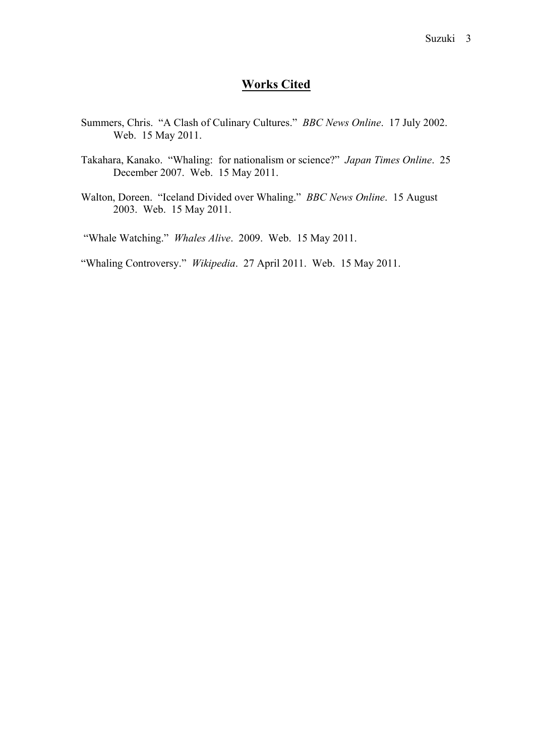# **Works Cited**

Summers, Chris. "A Clash of Culinary Cultures." *BBC News Online*. 17 July 2002. Web. 15 May 2011.

Takahara, Kanako. "Whaling: for nationalism or science?" *Japan Times Online*. 25 December 2007. Web. 15 May 2011.

Walton, Doreen. "Iceland Divided over Whaling." *BBC News Online*. 15 August 2003. Web. 15 May 2011.

"Whale Watching." *Whales Alive*. 2009. Web. 15 May 2011.

"Whaling Controversy." *Wikipedia*. 27 April 2011. Web. 15 May 2011.